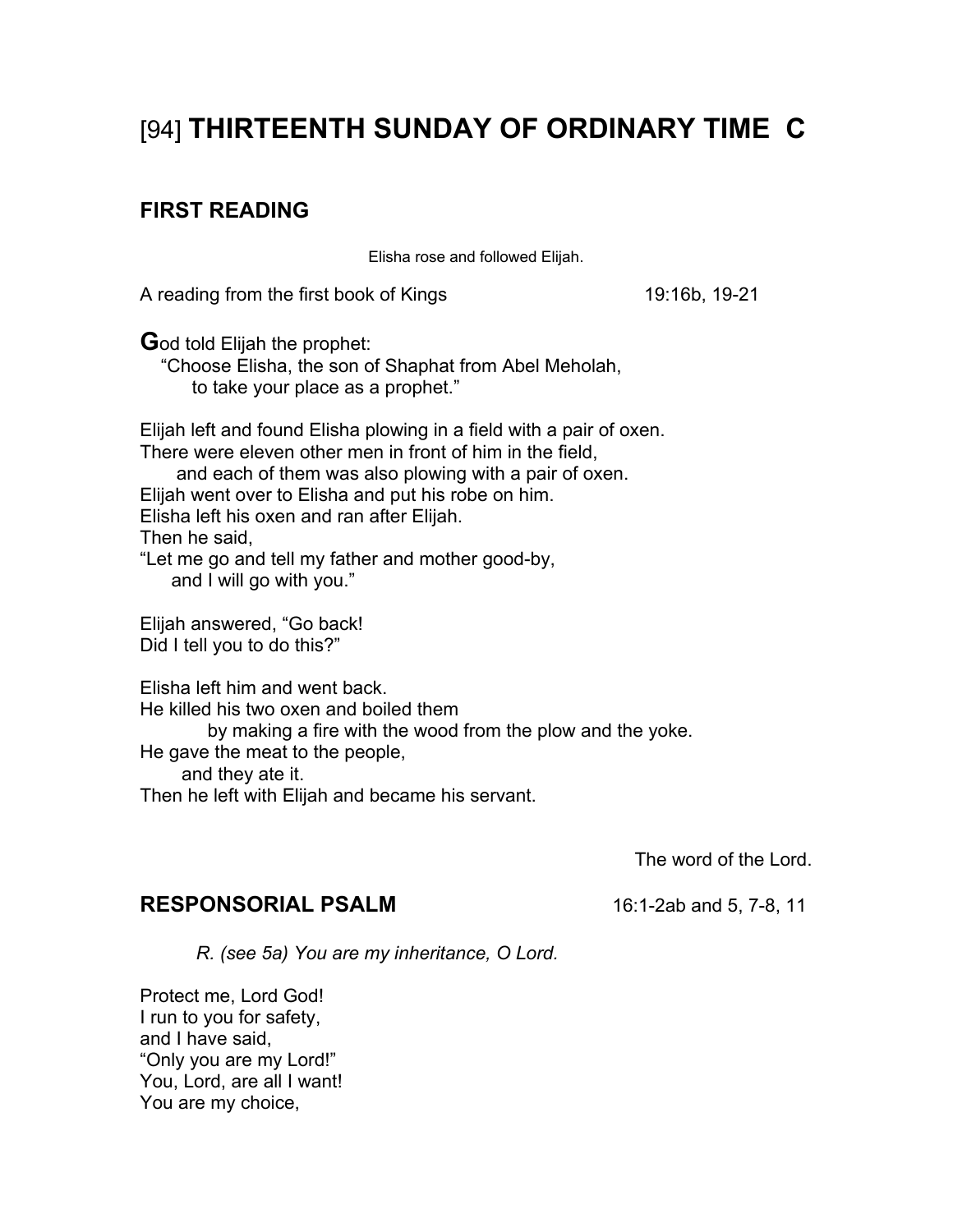# [94] THIRTEENTH SUNDAY OF ORDINARY TIME C

## FIRST READING

Elisha rose and followed Elijah.

A reading from the first book of Kings 19:16b, 19-21

**G**od told Elijah the prophet:
"Choose Elisha, the son of Shaphat from Abel Meholah,
to take your place as a prophet."

Elijah left and found Elisha plowing in a field with a pair of oxen.
There were eleven other men in front of him in the field,
and each of them was also plowing with a pair of oxen.
Elijah went over to Elisha and put his robe on him.
Elisha left his oxen and ran after Elijah.
Then he said,
"Let me go and tell my father and mother good-by,
and I will go with you."

Elijah answered, "Go back!
Did I tell you to do this?"

Elisha left him and went back.
He killed his two oxen and boiled them
by making a fire with the wood from the plow and the yoke.
He gave the meat to the people,
and they ate it.
Then he left with Elijah and became his servant.

The word of the Lord.

## RESPONSORIAL PSALM 16:1-2ab and 5, 7-8, 11

*R. (see 5a) You are my inheritance, O Lord.*

Protect me, Lord God!
I run to you for safety,
and I have said,
"Only you are my Lord!"
You, Lord, are all I want!
You are my choice,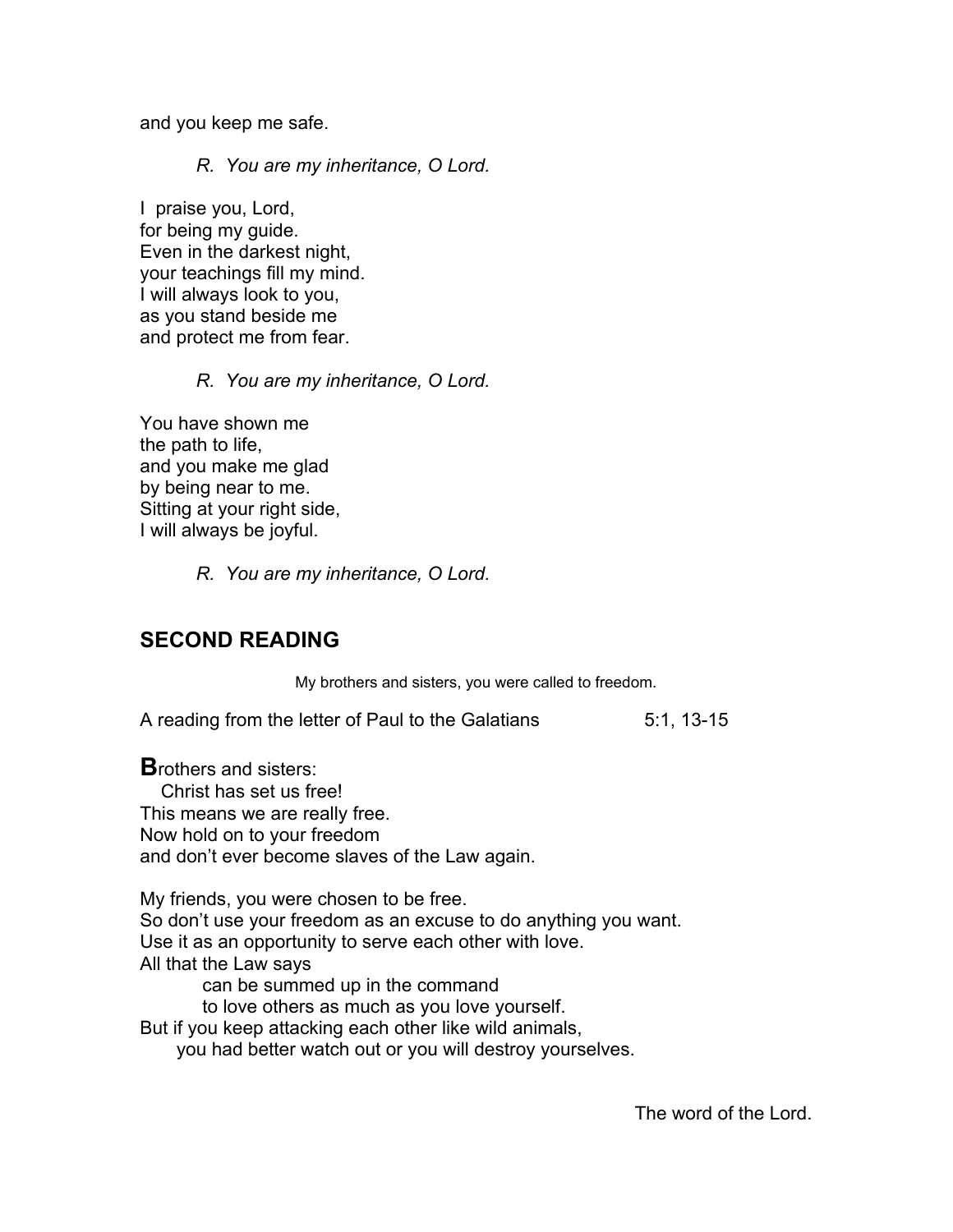and you keep me safe.

*R. You are my inheritance, O Lord.*

I praise you, Lord,
for being my guide.
Even in the darkest night,
your teachings fill my mind.
I will always look to you,
as you stand beside me
and protect me from fear.

*R. You are my inheritance, O Lord.*

You have shown me
the path to life,
and you make me glad
by being near to me.
Sitting at your right side,
I will always be joyful.

*R. You are my inheritance, O Lord.*

## SECOND READING

My brothers and sisters, you were called to freedom.

A reading from the letter of Paul to the Galatians 5:1, 13-15

**B**rothers and sisters:
Christ has set us free!
This means we are really free.
Now hold on to your freedom
and don't ever become slaves of the Law again.

My friends, you were chosen to be free.
So don't use your freedom as an excuse to do anything you want.
Use it as an opportunity to serve each other with love.
All that the Law says
can be summed up in the command
to love others as much as you love yourself.
But if you keep attacking each other like wild animals,
you had better watch out or you will destroy yourselves.

The word of the Lord.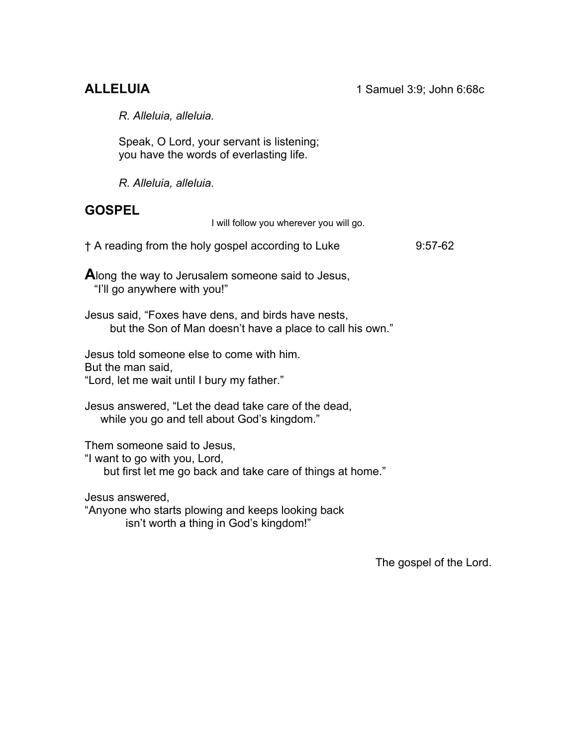## ALLELUIA

1 Samuel 3:9; John 6:68c

*R. Alleluia, alleluia.*

Speak, O Lord, your servant is listening;
you have the words of everlasting life.

*R. Alleluia, alleluia.*

## GOSPEL

I will follow you wherever you will go.

† A reading from the holy gospel according to Luke 9:57-62

**A**long the way to Jerusalem someone said to Jesus,
"I'll go anywhere with you!"

Jesus said, "Foxes have dens, and birds have nests,
but the Son of Man doesn't have a place to call his own."

Jesus told someone else to come with him.
But the man said,
"Lord, let me wait until I bury my father."

Jesus answered, "Let the dead take care of the dead,
while you go and tell about God's kingdom."

Them someone said to Jesus,
"I want to go with you, Lord,
but first let me go back and take care of things at home."

Jesus answered,
"Anyone who starts plowing and keeps looking back
isn't worth a thing in God's kingdom!"

The gospel of the Lord.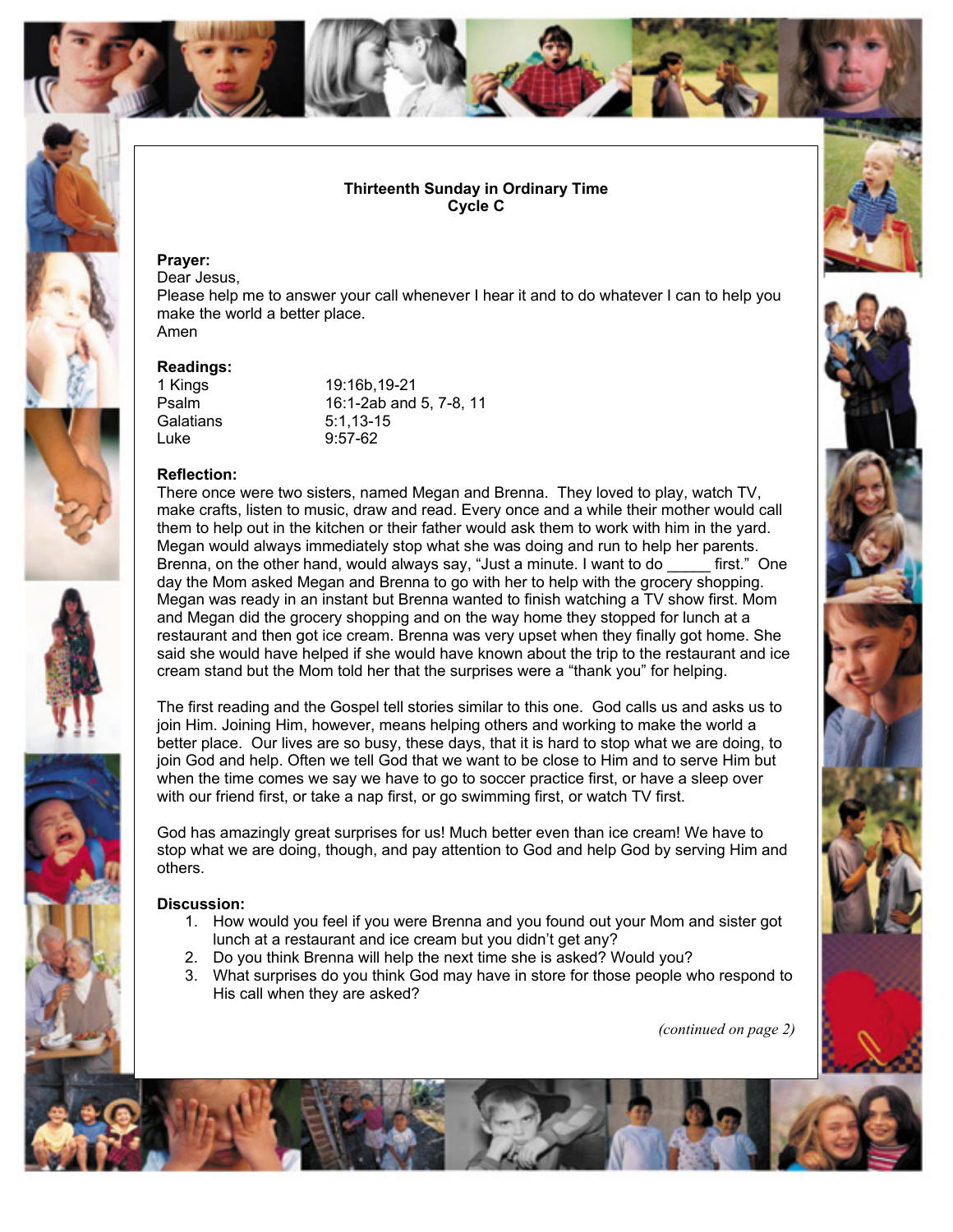## Thirteenth Sunday in Ordinary Time
## Cycle C

**Prayer:**
Dear Jesus,
Please help me to answer your call whenever I hear it and to do whatever I can to help you make the world a better place.
Amen

**Readings:**

| | |
|---|---|
| 1 Kings | 19:16b,19-21 |
| Psalm | 16:1-2ab and 5, 7-8, 11 |
| Galatians | 5:1,13-15 |
| Luke | 9:57-62 |

**Reflection:**
There once were two sisters, named Megan and Brenna. They loved to play, watch TV, make crafts, listen to music, draw and read. Every once and a while their mother would call them to help out in the kitchen or their father would ask them to work with him in the yard. Megan would always immediately stop what she was doing and run to help her parents. Brenna, on the other hand, would always say, "Just a minute. I want to do _____ first." One day the Mom asked Megan and Brenna to go with her to help with the grocery shopping. Megan was ready in an instant but Brenna wanted to finish watching a TV show first. Mom and Megan did the grocery shopping and on the way home they stopped for lunch at a restaurant and then got ice cream. Brenna was very upset when they finally got home. She said she would have helped if she would have known about the trip to the restaurant and ice cream stand but the Mom told her that the surprises were a "thank you" for helping.

The first reading and the Gospel tell stories similar to this one. God calls us and asks us to join Him. Joining Him, however, means helping others and working to make the world a better place. Our lives are so busy, these days, that it is hard to stop what we are doing, to join God and help. Often we tell God that we want to be close to Him and to serve Him but when the time comes we say we have to go to soccer practice first, or have a sleep over with our friend first, or take a nap first, or go swimming first, or watch TV first.

God has amazingly great surprises for us! Much better even than ice cream! We have to stop what we are doing, though, and pay attention to God and help God by serving Him and others.

**Discussion:**

1. How would you feel if you were Brenna and you found out your Mom and sister got lunch at a restaurant and ice cream but you didn't get any?
2. Do you think Brenna will help the next time she is asked? Would you?
3. What surprises do you think God may have in store for those people who respond to His call when they are asked?

*(continued on page 2)*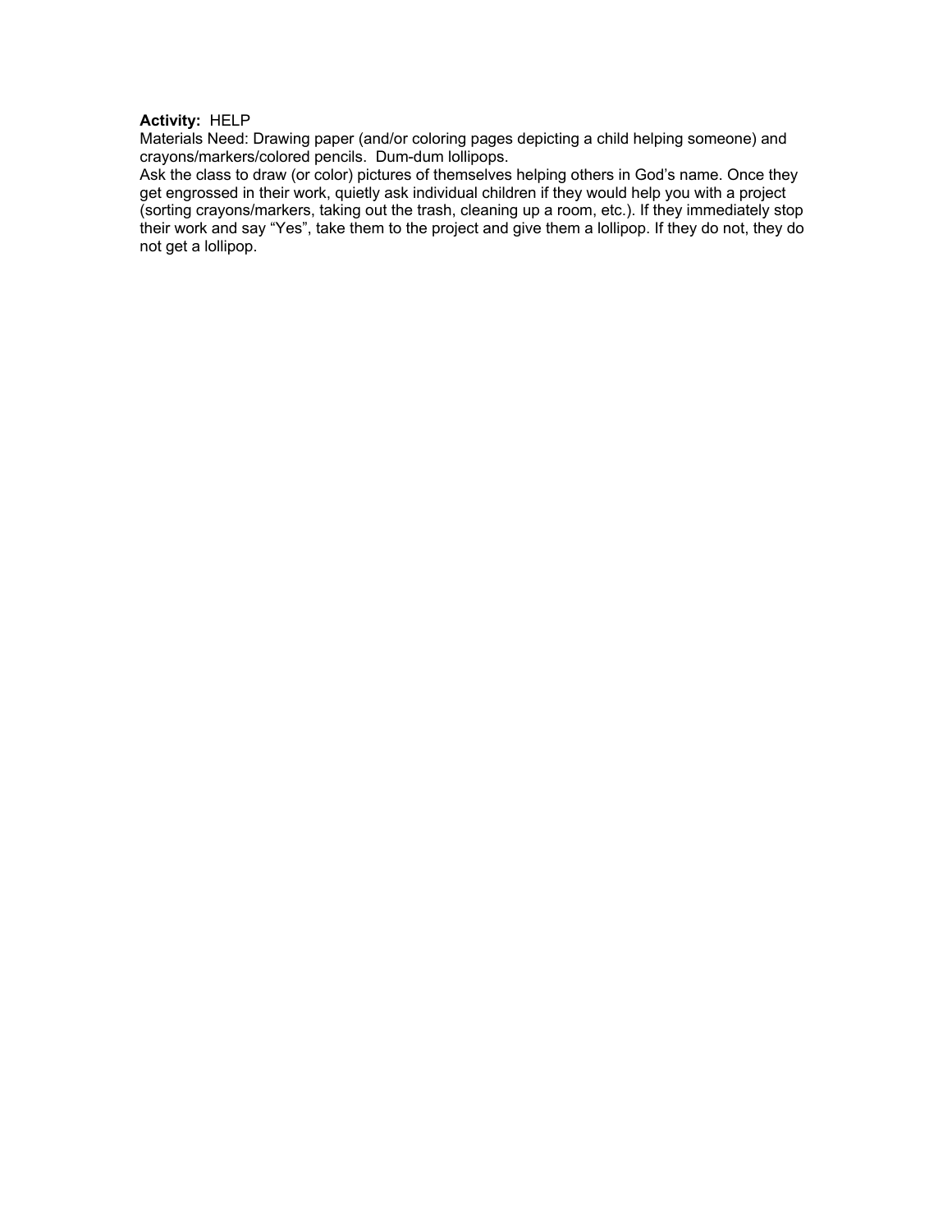**Activity:** HELP

Materials Need: Drawing paper (and/or coloring pages depicting a child helping someone) and crayons/markers/colored pencils. Dum-dum lollipops.

Ask the class to draw (or color) pictures of themselves helping others in God's name. Once they get engrossed in their work, quietly ask individual children if they would help you with a project (sorting crayons/markers, taking out the trash, cleaning up a room, etc.). If they immediately stop their work and say "Yes", take them to the project and give them a lollipop. If they do not, they do not get a lollipop.